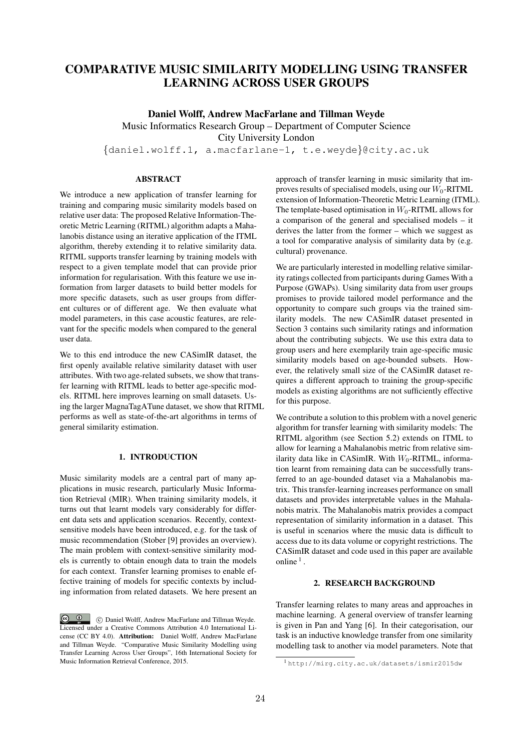# COMPARATIVE MUSIC SIMILARITY MODELLING USING TRANSFER LEARNING ACROSS USER GROUPS

**Daniel Wolff, Andrew MacFarlane and Tillman Weyde**

Music Informatics Research Group – Department of Computer Science

City University London

{daniel.wolff.1, a.macfarlane-1, t.e.weyde}@city.ac.uk

## ABSTRACT

We introduce a new application of transfer learning for training and comparing music similarity models based on relative user data: The proposed Relative Information-Theoretic Metric Learning (RITML) algorithm adapts a Mahalanobis distance using an iterative application of the ITML algorithm, thereby extending it to relative similarity data. RITML supports transfer learning by training models with respect to a given template model that can provide prior information for regularisation. With this feature we use information from larger datasets to build better models for more specific datasets, such as user groups from different cultures or of different age. We then evaluate what model parameters, in this case acoustic features, are relevant for the specific models when compared to the general user data.

We to this end introduce the new CASimIR dataset, the first openly available relative similarity dataset with user attributes. With two age-related subsets, we show that transfer learning with RITML leads to better age-specific models. RITML here improves learning on small datasets. Using the larger MagnaTagATune dataset, we show that RITML performs as well as state-of-the-art algorithms in terms of general similarity estimation.

## 1. INTRODUCTION

Music similarity models are a central part of many applications in music research, particularly Music Information Retrieval (MIR). When training similarity models, it turns out that learnt models vary considerably for different data sets and application scenarios. Recently, context-sensitive models have been introduced, e.g. for the task of music recommendation (Stober [9] provides an overview). The main problem with context-sensitive similarity models is currently to obtain enough data to train the models for each context. Transfer learning promises to enable effective training of models for specific contexts by including information from related datasets. We here present an approach of transfer learning in music similarity that improves results of specialised models, using our $W_0$-RITML extension of Information-Theoretic Metric Learning (ITML). The template-based optimisation in $W_0$-RITML allows for a comparison of the general and specialised models – it derives the latter from the former – which we suggest as a tool for comparative analysis of similarity data by (e.g. cultural) provenance.

We are particularly interested in modelling relative similarity ratings collected from participants during Games With a Purpose (GWAPs). Using similarity data from user groups promises to provide tailored model performance and the opportunity to compare such groups via the trained similarity models. The new CASimIR dataset presented in Section 3 contains such similarity ratings and information about the contributing subjects. We use this extra data to group users and here exemplarily train age-specific music similarity models based on age-bounded subsets. However, the relatively small size of the CASimIR dataset requires a different approach to training the group-specific models as existing algorithms are not sufficiently effective for this purpose.

We contribute a solution to this problem with a novel generic algorithm for transfer learning with similarity models: The RITML algorithm (see Section 5.2) extends on ITML to allow for learning a Mahalanobis metric from relative similarity data like in CASimIR. With $W_0$-RITML, information learnt from remaining data can be successfully transferred to an age-bounded dataset via a Mahalanobis matrix. This transfer-learning increases performance on small datasets and provides interpretable values in the Mahalanobis matrix. The Mahalanobis matrix provides a compact representation of similarity information in a dataset. This is useful in scenarios where the music data is difficult to access due to its data volume or copyright restrictions. The CASimIR dataset and code used in this paper are available online [1].

## 2. RESEARCH BACKGROUND

Transfer learning relates to many areas and approaches in machine learning. A general overview of transfer learning is given in Pan and Yang [6]. In their categorisation, our task is an inductive knowledge transfer from one similarity modelling task to another via model parameters. Note that

© Daniel Wolff, Andrew MacFarlane and Tillman Weyde. Licensed under a Creative Commons Attribution 4.0 International License (CC BY 4.0). **Attribution:** Daniel Wolff, Andrew MacFarlane and Tillman Weyde. "Comparative Music Similarity Modelling using Transfer Learning Across User Groups", 16th International Society for Music Information Retrieval Conference, 2015.

[1] http://mirg.city.ac.uk/datasets/ismir2015dw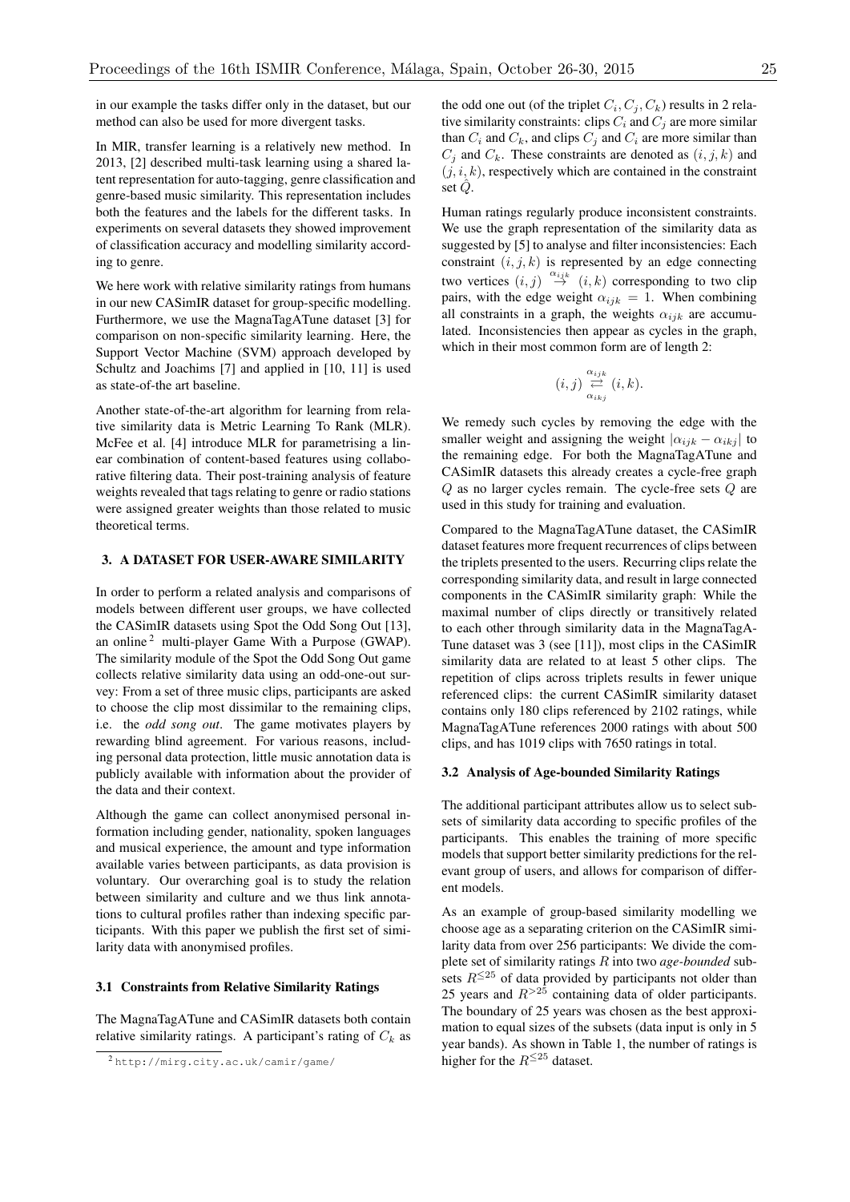in our example the tasks differ only in the dataset, but our method can also be used for more divergent tasks.

In MIR, transfer learning is a relatively new method. In 2013, [2] described multi-task learning using a shared latent representation for auto-tagging, genre classification and genre-based music similarity. This representation includes both the features and the labels for the different tasks. In experiments on several datasets they showed improvement of classification accuracy and modelling similarity according to genre.

We here work with relative similarity ratings from humans in our new CASimIR dataset for group-specific modelling. Furthermore, we use the MagnaTagATune dataset [3] for comparison on non-specific similarity learning. Here, the Support Vector Machine (SVM) approach developed by Schultz and Joachims [7] and applied in [10, 11] is used as state-of-the art baseline.

Another state-of-the-art algorithm for learning from relative similarity data is Metric Learning To Rank (MLR). McFee et al. [4] introduce MLR for parametrising a linear combination of content-based features using collaborative filtering data. Their post-training analysis of feature weights revealed that tags relating to genre or radio stations were assigned greater weights than those related to music theoretical terms.

## 3. A DATASET FOR USER-AWARE SIMILARITY

In order to perform a related analysis and comparisons of models between different user groups, we have collected the CASimIR datasets using Spot the Odd Song Out [13], an online [2] multi-player Game With a Purpose (GWAP). The similarity module of the Spot the Odd Song Out game collects relative similarity data using an odd-one-out survey: From a set of three music clips, participants are asked to choose the clip most dissimilar to the remaining clips, i.e. the *odd song out*. The game motivates players by rewarding blind agreement. For various reasons, including personal data protection, little music annotation data is publicly available with information about the provider of the data and their context.

Although the game can collect anonymised personal information including gender, nationality, spoken languages and musical experience, the amount and type information available varies between participants, as data provision is voluntary. Our overarching goal is to study the relation between similarity and culture and we thus link annotations to cultural profiles rather than indexing specific participants. With this paper we publish the first set of similarity data with anonymised profiles.

### 3.1 Constraints from Relative Similarity Ratings

The MagnaTagATune and CASimIR datasets both contain relative similarity ratings. A participant's rating of $C_k$ as the odd one out (of the triplet $C_i, C_j, C_k$) results in 2 relative similarity constraints: clips $C_i$ and $C_j$ are more similar than $C_i$ and $C_k$, and clips $C_j$ and $C_i$ are more similar than $C_j$ and $C_k$. These constraints are denoted as $(i, j, k)$ and $(j, i, k)$, respectively which are contained in the constraint set $\hat{Q}$.

Human ratings regularly produce inconsistent constraints. We use the graph representation of the similarity data as suggested by [5] to analyse and filter inconsistencies: Each constraint $(i, j, k)$ is represented by an edge connecting two vertices $(i, j) \overset{\alpha_{ijk}}{\rightarrow} (i, k)$ corresponding to two clip pairs, with the edge weight $\alpha_{ijk} = 1$. When combining all constraints in a graph, the weights $\alpha_{ijk}$ are accumulated. Inconsistencies then appear as cycles in the graph, which in their most common form are of length 2:

$$(i, j) \underset{\alpha_{ikj}}{\overset{\alpha_{ijk}}{\rightleftarrows}} (i, k).$$

We remedy such cycles by removing the edge with the smaller weight and assigning the weight $|\alpha_{ijk} - \alpha_{ikj}|$ to the remaining edge. For both the MagnaTagATune and CASimIR datasets this already creates a cycle-free graph $Q$ as no larger cycles remain. The cycle-free sets $Q$ are used in this study for training and evaluation.

Compared to the MagnaTagATune dataset, the CASimIR dataset features more frequent recurrences of clips between the triplets presented to the users. Recurring clips relate the corresponding similarity data, and result in large connected components in the CASimIR similarity graph: While the maximal number of clips directly or transitively related to each other through similarity data in the MagnaTagATune dataset was 3 (see [11]), most clips in the CASimIR similarity data are related to at least 5 other clips. The repetition of clips across triplets results in fewer unique referenced clips: the current CASimIR similarity dataset contains only 180 clips referenced by 2102 ratings, while MagnaTagATune references 2000 ratings with about 500 clips, and has 1019 clips with 7650 ratings in total.

### 3.2 Analysis of Age-bounded Similarity Ratings

The additional participant attributes allow us to select subsets of similarity data according to specific profiles of the participants. This enables the training of more specific models that support better similarity predictions for the relevant group of users, and allows for comparison of different models.

As an example of group-based similarity modelling we choose age as a separating criterion on the CASimIR similarity data from over 256 participants: We divide the complete set of similarity ratings $R$ into two *age-bounded* subsets $R^{\leq 25}$ of data provided by participants not older than 25 years and $R^{>25}$ containing data of older participants. The boundary of 25 years was chosen as the best approximation to equal sizes of the subsets (data input is only in 5 year bands). As shown in Table 1, the number of ratings is higher for the $R^{\leq 25}$ dataset.

[2] http://mirg.city.ac.uk/camir/game/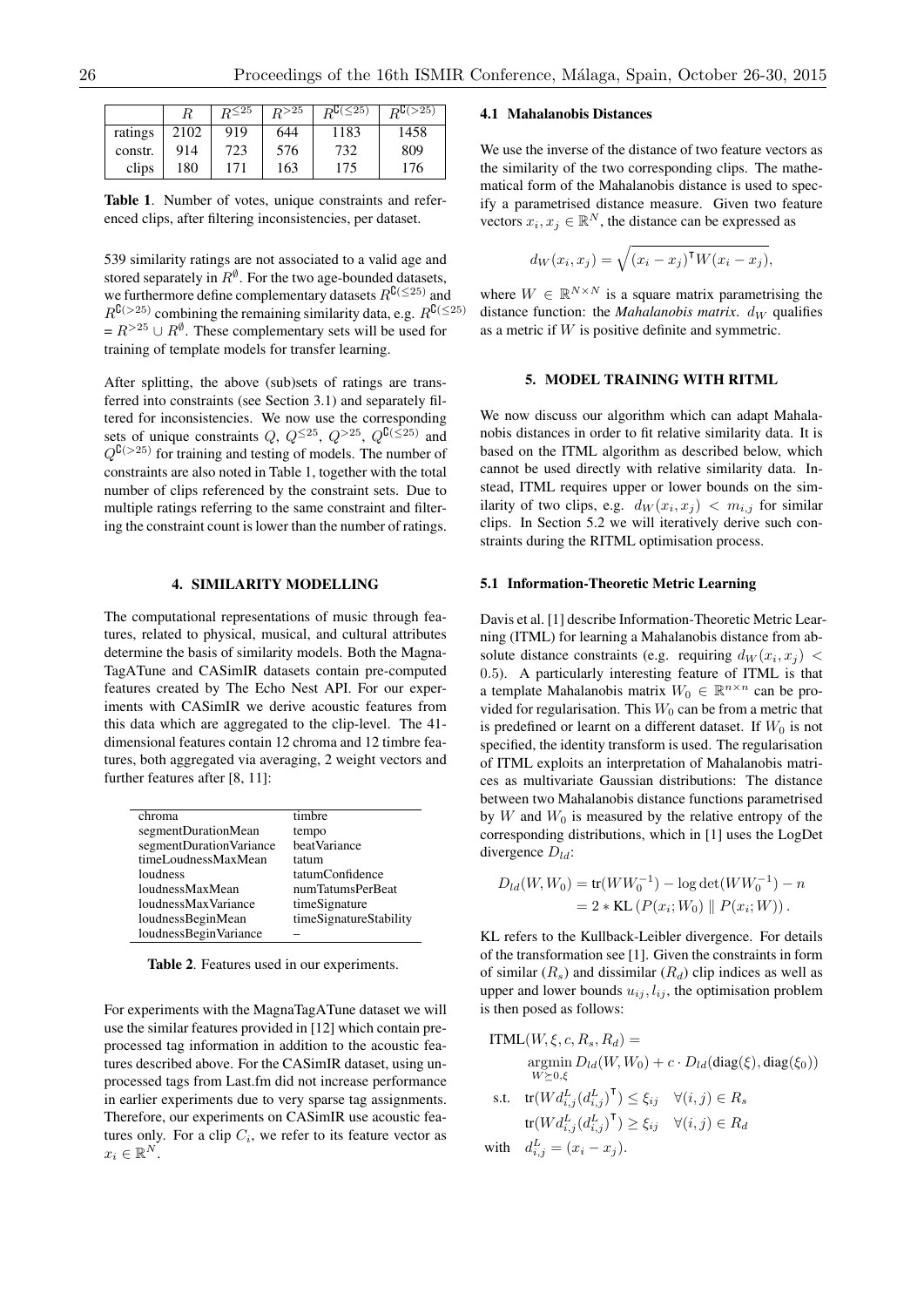|  | $R$ | $R^{\leq 25}$ | $R^{>25}$ | $R^{\complement(\leq 25)}$ | $R^{\complement(>25)}$ |
|---|---|---|---|---|---|
| ratings | 2102 | 919 | 644 | 1183 | 1458 |
| constr. | 914 | 723 | 576 | 732 | 809 |
| clips | 180 | 171 | 163 | 175 | 176 |

**Table 1**. Number of votes, unique constraints and referenced clips, after filtering inconsistencies, per dataset.

539 similarity ratings are not associated to a valid age and stored separately in $R^{\emptyset}$. For the two age-bounded datasets, we furthermore define complementary datasets $R^{\complement(\leq 25)}$ and $R^{\complement(>25)}$ combining the remaining similarity data, e.g. $R^{\complement(\leq 25)} = R^{>25} \cup R^{\emptyset}$. These complementary sets will be used for training of template models for transfer learning.

After splitting, the above (sub)sets of ratings are transferred into constraints (see Section 3.1) and separately filtered for inconsistencies. We now use the corresponding sets of unique constraints $Q$, $Q^{\leq 25}$, $Q^{>25}$, $Q^{\complement(\leq 25)}$ and $Q^{\complement(>25)}$ for training and testing of models. The number of constraints are also noted in Table 1, together with the total number of clips referenced by the constraint sets. Due to multiple ratings referring to the same constraint and filtering the constraint count is lower than the number of ratings.

## 4. SIMILARITY MODELLING

The computational representations of music through features, related to physical, musical, and cultural attributes determine the basis of similarity models. Both the MagnaTagATune and CASimIR datasets contain pre-computed features created by The Echo Nest API. For our experiments with CASimIR we derive acoustic features from this data which are aggregated to the clip-level. The 41-dimensional features contain 12 chroma and 12 timbre features, both aggregated via averaging, 2 weight vectors and further features after [8, 11]:

| | |
|---|---|
| chroma | timbre |
| segmentDurationMean | tempo |
| segmentDurationVariance | beatVariance |
| timeLoudnessMaxMean | tatum |
| loudness | tatumConfidence |
| loudnessMaxMean | numTatumsPerBeat |
| loudnessMaxVariance | timeSignature |
| loudnessBeginMean | timeSignatureStability |
| loudnessBeginVariance | – |

**Table 2**. Features used in our experiments.

For experiments with the MagnaTagATune dataset we will use the similar features provided in [12] which contain preprocessed tag information in addition to the acoustic features described above. For the CASimIR dataset, using unprocessed tags from Last.fm did not increase performance in earlier experiments due to very sparse tag assignments. Therefore, our experiments on CASimIR use acoustic features only. For a clip $C_i$, we refer to its feature vector as $x_i \in \mathbb{R}^N$.

### 4.1 Mahalanobis Distances

We use the inverse of the distance of two feature vectors as the similarity of the two corresponding clips. The mathematical form of the Mahalanobis distance is used to specify a parametrised distance measure. Given two feature vectors $x_i, x_j \in \mathbb{R}^N$, the distance can be expressed as

$$d_W(x_i, x_j) = \sqrt{(x_i - x_j)^{\intercal} W (x_i - x_j)},$$

where $W \in \mathbb{R}^{N \times N}$ is a square matrix parametrising the distance function: the *Mahalanobis matrix*. $d_W$ qualifies as a metric if $W$ is positive definite and symmetric.

## 5. MODEL TRAINING WITH RITML

We now discuss our algorithm which can adapt Mahalanobis distances in order to fit relative similarity data. It is based on the ITML algorithm as described below, which cannot be used directly with relative similarity data. Instead, ITML requires upper or lower bounds on the similarity of two clips, e.g. $d_W(x_i, x_j) < m_{i,j}$ for similar clips. In Section 5.2 we will iteratively derive such constraints during the RITML optimisation process.

### 5.1 Information-Theoretic Metric Learning

Davis et al. [1] describe Information-Theoretic Metric Learning (ITML) for learning a Mahalanobis distance from absolute distance constraints (e.g. requiring $d_W(x_i, x_j) < 0.5$). A particularly interesting feature of ITML is that a template Mahalanobis matrix $W_0 \in \mathbb{R}^{n \times n}$ can be provided for regularisation. This $W_0$ can be from a metric that is predefined or learnt on a different dataset. If $W_0$ is not specified, the identity transform is used. The regularisation of ITML exploits an interpretation of Mahalanobis matrices as multivariate Gaussian distributions: The distance between two Mahalanobis distance functions parametrised by $W$ and $W_0$ is measured by the relative entropy of the corresponding distributions, which in [1] uses the LogDet divergence $D_{ld}$:

$$\begin{aligned} D_{ld}(W, W_0) &= \text{tr}(W W_0^{-1}) - \log\det(W W_0^{-1}) - n \\ &= 2 * \text{KL}\left(P(x_i; W_0) \parallel P(x_i; W)\right). \end{aligned}$$

KL refers to the Kullback-Leibler divergence. For details of the transformation see [1]. Given the constraints in form of similar ($R_s$) and dissimilar ($R_d$) clip indices as well as upper and lower bounds $u_{ij}, l_{ij}$, the optimisation problem is then posed as follows:

$$\begin{aligned} &\text{ITML}(W, \xi, c, R_s, R_d) = \\ &\qquad \underset{W \succeq 0, \xi}{\operatorname{argmin}}\, D_{ld}(W, W_0) + c \cdot D_{ld}(\text{diag}(\xi), \text{diag}(\xi_0)) \\ &\text{s.t.} \quad \text{tr}(W d^L_{i,j} (d^L_{i,j})^{\intercal}) \leq \xi_{ij} \quad \forall (i,j) \in R_s \\ &\qquad \text{tr}(W d^L_{i,j} (d^L_{i,j})^{\intercal}) \geq \xi_{ij} \quad \forall (i,j) \in R_d \\ &\text{with} \quad d^L_{i,j} = (x_i - x_j). \end{aligned}$$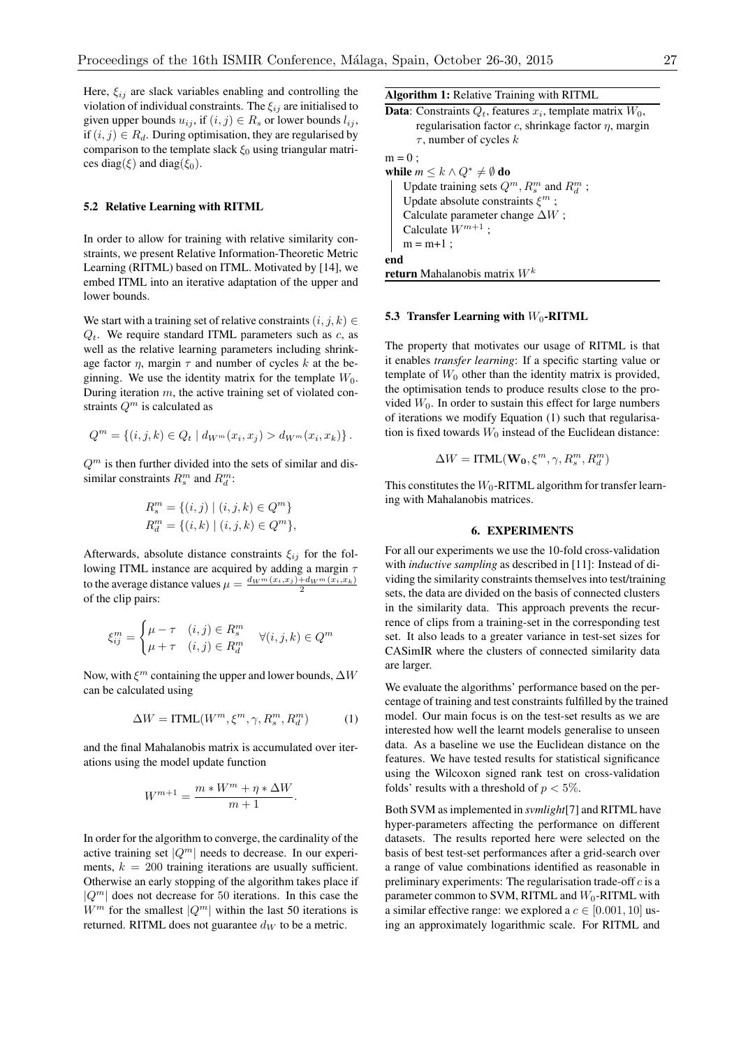Here, $\xi_{ij}$ are slack variables enabling and controlling the violation of individual constraints. The $\xi_{ij}$ are initialised to given upper bounds $u_{ij}$, if $(i, j) \in R_s$ or lower bounds $l_{ij}$, if $(i, j) \in R_d$. During optimisation, they are regularised by comparison to the template slack $\xi_0$ using triangular matrices $\text{diag}(\xi)$ and $\text{diag}(\xi_0)$.

### 5.2 Relative Learning with RITML

In order to allow for training with relative similarity constraints, we present Relative Information-Theoretic Metric Learning (RITML) based on ITML. Motivated by [14], we embed ITML into an iterative adaptation of the upper and lower bounds.

We start with a training set of relative constraints $(i, j, k) \in Q_t$. We require standard ITML parameters such as $c$, as well as the relative learning parameters including shrinkage factor $\eta$, margin $\tau$ and number of cycles $k$ at the beginning. We use the identity matrix for the template $W_0$. During iteration $m$, the active training set of violated constraints $Q^m$ is calculated as

$$Q^m = \{(i, j, k) \in Q_t \mid d_{W^m}(x_i, x_j) > d_{W^m}(x_i, x_k)\}.$$

$Q^m$ is then further divided into the sets of similar and dissimilar constraints $R_s^m$ and $R_d^m$:

$$R_s^m = \{(i, j) \mid (i, j, k) \in Q^m\}$$
$$R_d^m = \{(i, k) \mid (i, j, k) \in Q^m\},$$

Afterwards, absolute distance constraints $\xi_{ij}$ for the following ITML instance are acquired by adding a margin $\tau$ to the average distance values $\mu = \frac{d_{W^m}(x_i, x_j) + d_{W^m}(x_i, x_k)}{2}$ of the clip pairs:

$$\xi_{ij}^m = \begin{cases} \mu - \tau & (i, j) \in R_s^m \\ \mu + \tau & (i, j) \in R_d^m \end{cases} \quad \forall (i, j, k) \in Q^m$$

Now, with $\xi^m$ containing the upper and lower bounds, $\Delta W$ can be calculated using

$$\Delta W = \text{ITML}(W^m, \xi^m, \gamma, R_s^m, R_d^m) \tag{1}$$

and the final Mahalanobis matrix is accumulated over iterations using the model update function

$$W^{m+1} = \frac{m * W^m + \eta * \Delta W}{m + 1}.$$

In order for the algorithm to converge, the cardinality of the active training set $|Q^m|$ needs to decrease. In our experiments, $k = 200$ training iterations are usually sufficient. Otherwise an early stopping of the algorithm takes place if $|Q^m|$ does not decrease for 50 iterations. In this case the $W^m$ for the smallest $|Q^m|$ within the last 50 iterations is returned. RITML does not guarantee $d_W$ to be a metric.

**Algorithm 1:** Relative Training with RITML

**Data**: Constraints $Q_t$, features $x_i$, template matrix $W_0$, regularisation factor $c$, shrinkage factor $\eta$, margin $\tau$, number of cycles $k$

```
m = 0 ;
while m ≤ k ∧ Q* ≠ ∅ do
    Update training sets Q^m, R_s^m and R_d^m ;
    Update absolute constraints ξ^m ;
    Calculate parameter change ΔW ;
    Calculate W^{m+1} ;
    m = m+1 ;
end
return Mahalanobis matrix W^k
```

### 5.3 Transfer Learning with $W_0$-RITML

The property that motivates our usage of RITML is that it enables *transfer learning*: If a specific starting value or template of $W_0$ other than the identity matrix is provided, the optimisation tends to produce results close to the provided $W_0$. In order to sustain this effect for large numbers of iterations we modify Equation (1) such that regularisation is fixed towards $W_0$ instead of the Euclidean distance:

$$\Delta W = \text{ITML}(\mathbf{W_0}, \xi^m, \gamma, R_s^m, R_d^m)$$

This constitutes the $W_0$-RITML algorithm for transfer learning with Mahalanobis matrices.

## 6. EXPERIMENTS

For all our experiments we use the 10-fold cross-validation with *inductive sampling* as described in [11]: Instead of dividing the similarity constraints themselves into test/training sets, the data are divided on the basis of connected clusters in the similarity data. This approach prevents the recurrence of clips from a training-set in the corresponding test set. It also leads to a greater variance in test-set sizes for CASimIR where the clusters of connected similarity data are larger.

We evaluate the algorithms' performance based on the percentage of training and test constraints fulfilled by the trained model. Our main focus is on the test-set results as we are interested how well the learnt models generalise to unseen data. As a baseline we use the Euclidean distance on the features. We have tested results for statistical significance using the Wilcoxon signed rank test on cross-validation folds' results with a threshold of $p < 5\%$.

Both SVM as implemented in *svmlight*[7] and RITML have hyper-parameters affecting the performance on different datasets. The results reported here were selected on the basis of best test-set performances after a grid-search over a range of value combinations identified as reasonable in preliminary experiments: The regularisation trade-off $c$ is a parameter common to SVM, RITML and $W_0$-RITML with a similar effective range: we explored a $c \in [0.001, 10]$ using an approximately logarithmic scale. For RITML and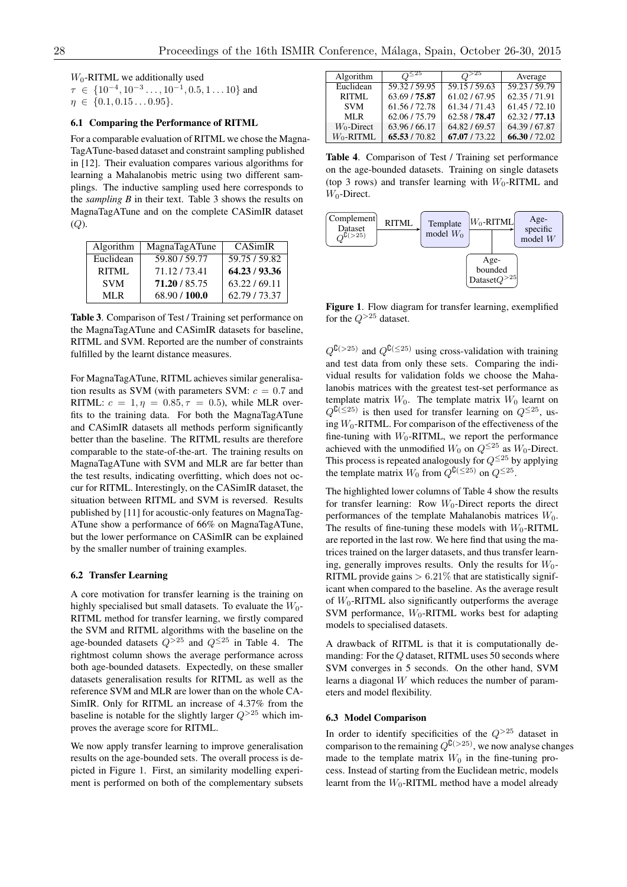$W_0$-RITML we additionally used $\tau \in \{10^{-4}, 10^{-3} \ldots, 10^{-1}, 0.5, 1 \ldots 10\}$ and $\eta \in \{0.1, 0.15 \ldots 0.95\}$.

### 6.1 Comparing the Performance of RITML

For a comparable evaluation of RITML we chose the MagnaTagATune-based dataset and constraint sampling published in [12]. Their evaluation compares various algorithms for learning a Mahalanobis metric using two different samplings. The inductive sampling used here corresponds to the *sampling B* in their text. Table 3 shows the results on MagnaTagATune and on the complete CASimIR dataset ($Q$).

| Algorithm | MagnaTagATune | CASimIR |
|---|---|---|
| Euclidean | 59.80 / 59.77 | 59.75 / 59.82 |
| RITML | 71.12 / 73.41 | **64.23** / **93.36** |
| SVM | **71.20** / 85.75 | 63.22 / 69.11 |
| MLR | 68.90 / **100.0** | 62.79 / 73.37 |

**Table 3**. Comparison of Test / Training set performance on the MagnaTagATune and CASimIR datasets for baseline, RITML and SVM. Reported are the number of constraints fulfilled by the learnt distance measures.

For MagnaTagATune, RITML achieves similar generalisation results as SVM (with parameters SVM: $c = 0.7$ and RITML: $c = 1, \eta = 0.85, \tau = 0.5$), while MLR overfits to the training data. For both the MagnaTagATune and CASimIR datasets all methods perform significantly better than the baseline. The RITML results are therefore comparable to the state-of-the-art. The training results on MagnaTagATune with SVM and MLR are far better than the test results, indicating overfitting, which does not occur for RITML. Interestingly, on the CASimIR dataset, the situation between RITML and SVM is reversed. Results published by [11] for acoustic-only features on MagnaTagATune show a performance of 66% on MagnaTagATune, but the lower performance on CASimIR can be explained by the smaller number of training examples.

### 6.2 Transfer Learning

A core motivation for transfer learning is the training on highly specialised but small datasets. To evaluate the $W_0$-RITML method for transfer learning, we firstly compared the SVM and RITML algorithms with the baseline on the age-bounded datasets $Q^{>25}$ and $Q^{\leq 25}$ in Table 4. The rightmost column shows the average performance across both age-bounded datasets. Expectedly, on these smaller datasets generalisation results for RITML as well as the reference SVM and MLR are lower than on the whole CASimIR. Only for RITML an increase of 4.37% from the baseline is notable for the slightly larger $Q^{>25}$ which improves the average score for RITML.

We now apply transfer learning to improve generalisation results on the age-bounded sets. The overall process is depicted in Figure 1. First, an similarity modelling experiment is performed on both of the complementary subsets

| Algorithm | $Q^{\leq 25}$ | $Q^{>25}$ | Average |
|---|---|---|---|
| Euclidean | 59.32 / 59.95 | 59.15 / 59.63 | 59.23 / 59.79 |
| RITML | 63.69 / **75.87** | 61.02 / 67.95 | 62.35 / 71.91 |
| SVM | 61.56 / 72.78 | 61.34 / 71.43 | 61.45 / 72.10 |
| MLR | 62.06 / 75.79 | 62.58 / **78.47** | 62.32 / **77.13** |
| $W_0$-Direct | 63.96 / 66.17 | 64.82 / 69.57 | 64.39 / 67.87 |
| $W_0$-RITML | **65.53** / 70.82 | **67.07** / 73.22 | **66.30** / 72.02 |

**Table 4**. Comparison of Test / Training set performance on the age-bounded datasets. Training on single datasets (top 3 rows) and transfer learning with $W_0$-RITML and $W_0$-Direct.

Complement Dataset $Q^{\complement(>25)}$ → RITML → Template model $W_0$ → $W_0$-RITML (with Age-bounded Dataset $Q^{>25}$) → Age-specific model $W$

**Figure 1**. Flow diagram for transfer learning, exemplified for the $Q^{>25}$ dataset.

$Q^{\complement(>25)}$ and $Q^{\complement(\leq 25)}$ using cross-validation with training and test data from only these sets. Comparing the individual results for validation folds we choose the Mahalanobis matrices with the greatest test-set performance as template matrix $W_0$. The template matrix $W_0$ learnt on $Q^{\complement(\leq 25)}$ is then used for transfer learning on $Q^{\leq 25}$, using $W_0$-RITML. For comparison of the effectiveness of the fine-tuning with $W_0$-RITML, we report the performance achieved with the unmodified $W_0$ on $Q^{\leq 25}$ as $W_0$-Direct. This process is repeated analogously for $Q^{\leq 25}$ by applying the template matrix $W_0$ from $Q^{\complement(\leq 25)}$ on $Q^{\leq 25}$.

The highlighted lower columns of Table 4 show the results for transfer learning: Row $W_0$-Direct reports the direct performances of the template Mahalanobis matrices $W_0$. The results of fine-tuning these models with $W_0$-RITML are reported in the last row. We here find that using the matrices trained on the larger datasets, and thus transfer learning, generally improves results. Only the results for $W_0$-RITML provide gains $> 6.21\%$ that are statistically significant when compared to the baseline. As the average result of $W_0$-RITML also significantly outperforms the average SVM performance, $W_0$-RITML works best for adapting models to specialised datasets.

A drawback of RITML is that it is computationally demanding: For the $Q$ dataset, RITML uses 50 seconds where SVM converges in 5 seconds. On the other hand, SVM learns a diagonal $W$ which reduces the number of parameters and model flexibility.

### 6.3 Model Comparison

In order to identify specificities of the $Q^{>25}$ dataset in comparison to the remaining $Q^{\complement(>25)}$, we now analyse changes made to the template matrix $W_0$ in the fine-tuning process. Instead of starting from the Euclidean metric, models learnt from the $W_0$-RITML method have a model already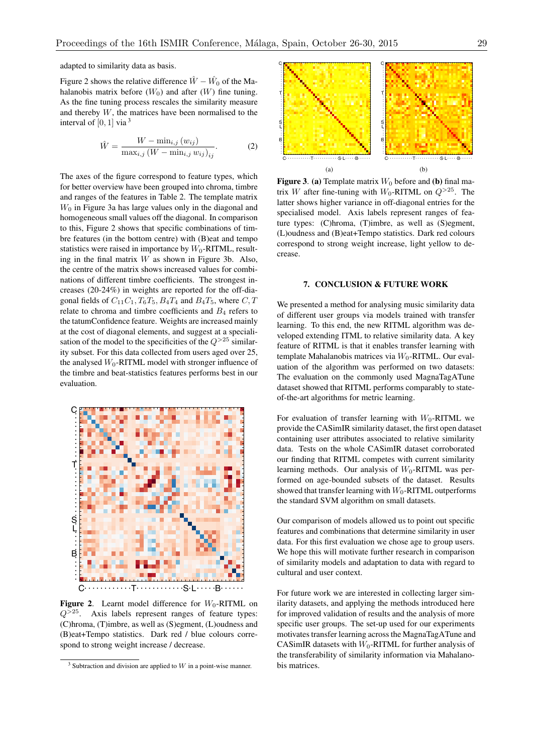adapted to similarity data as basis.

Figure 2 shows the relative difference $\hat{W} - \hat{W}_0$ of the Mahalanobis matrix before ($W_0$) and after ($W$) fine tuning. As the fine tuning process rescales the similarity measure and thereby $W$, the matrices have been normalised to the interval of $[0, 1]$ via [3]

$$\hat{W} = \frac{W - \min_{i,j}(w_{ij})}{\max_{i,j}(W - \min_{i,j} w_{ij})_{ij}}. \tag{2}$$

The axes of the figure correspond to feature types, which for better overview have been grouped into chroma, timbre and ranges of the features in Table 2. The template matrix $W_0$ in Figure 3a has large values only in the diagonal and homogeneous small values off the diagonal. In comparison to this, Figure 2 shows that specific combinations of timbre features (in the bottom centre) with (B)eat and tempo statistics were raised in importance by $W_0$-RITML, resulting in the final matrix $W$ as shown in Figure 3b. Also, the centre of the matrix shows increased values for combinations of different timbre coefficients. The strongest increases (20-24%) in weights are reported for the off-diagonal fields of $C_{11}C_1, T_6T_5, B_4T_4$ and $B_4T_5$, where $C, T$ relate to chroma and timbre coefficients and $B_4$ refers to the tatumConfidence feature. Weights are increased mainly at the cost of diagonal elements, and suggest at a specialisation of the model to the specificities of the $Q^{>25}$ similarity subset. For this data collected from users aged over 25, the analysed $W_0$-RITML model with stronger influence of the timbre and beat-statistics features performs best in our evaluation.

**Figure 2**. Learnt model difference for $W_0$-RITML on $Q^{>25}$. Axis labels represent ranges of feature types: (C)hroma, (T)imbre, as well as (S)egment, (L)oudness and (B)eat+Tempo statistics. Dark red / blue colours correspond to strong weight increase / decrease.

[3] Subtraction and division are applied to $W$ in a point-wise manner.

**Figure 3**. **(a)** Template matrix $W_0$ before and **(b)** final matrix $W$ after fine-tuning with $W_0$-RITML on $Q^{>25}$. The latter shows higher variance in off-diagonal entries for the specialised model. Axis labels represent ranges of feature types: (C)hroma, (T)imbre, as well as (S)egment, (L)oudness and (B)eat+Tempo statistics. Dark red colours correspond to strong weight increase, light yellow to decrease.

## 7. CONCLUSION & FUTURE WORK

We presented a method for analysing music similarity data of different user groups via models trained with transfer learning. To this end, the new RITML algorithm was developed extending ITML to relative similarity data. A key feature of RITML is that it enables transfer learning with template Mahalanobis matrices via $W_0$-RITML. Our evaluation of the algorithm was performed on two datasets: The evaluation on the commonly used MagnaTagATune dataset showed that RITML performs comparably to state-of-the-art algorithms for metric learning.

For evaluation of transfer learning with $W_0$-RITML we provide the CASimIR similarity dataset, the first open dataset containing user attributes associated to relative similarity data. Tests on the whole CASimIR dataset corroborated our finding that RITML competes with current similarity learning methods. Our analysis of $W_0$-RITML was performed on age-bounded subsets of the dataset. Results showed that transfer learning with $W_0$-RITML outperforms the standard SVM algorithm on small datasets.

Our comparison of models allowed us to point out specific features and combinations that determine similarity in user data. For this first evaluation we chose age to group users. We hope this will motivate further research in comparison of similarity models and adaptation to data with regard to cultural and user context.

For future work we are interested in collecting larger similarity datasets, and applying the methods introduced here for improved validation of results and the analysis of more specific user groups. The set-up used for our experiments motivates transfer learning across the MagnaTagATune and CASimIR datasets with $W_0$-RITML for further analysis of the transferability of similarity information via Mahalanobis matrices.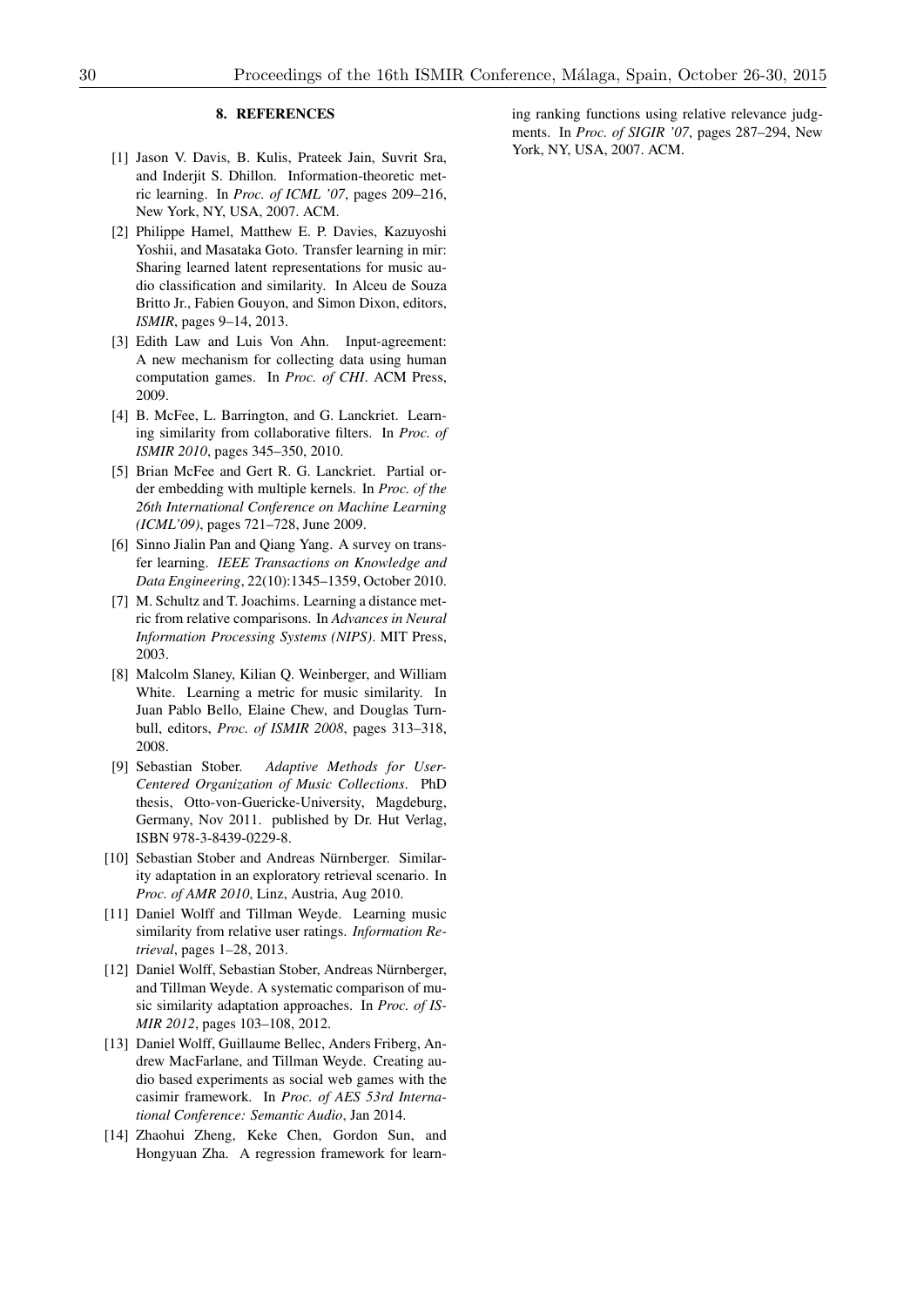## 8. REFERENCES

[1] Jason V. Davis, B. Kulis, Prateek Jain, Suvrit Sra, and Inderjit S. Dhillon. Information-theoretic metric learning. In *Proc. of ICML '07*, pages 209–216, New York, NY, USA, 2007. ACM.

[2] Philippe Hamel, Matthew E. P. Davies, Kazuyoshi Yoshii, and Masataka Goto. Transfer learning in mir: Sharing learned latent representations for music audio classification and similarity. In Alceu de Souza Britto Jr., Fabien Gouyon, and Simon Dixon, editors, *ISMIR*, pages 9–14, 2013.

[3] Edith Law and Luis Von Ahn. Input-agreement: A new mechanism for collecting data using human computation games. In *Proc. of CHI*. ACM Press, 2009.

[4] B. McFee, L. Barrington, and G. Lanckriet. Learning similarity from collaborative filters. In *Proc. of ISMIR 2010*, pages 345–350, 2010.

[5] Brian McFee and Gert R. G. Lanckriet. Partial order embedding with multiple kernels. In *Proc. of the 26th International Conference on Machine Learning (ICML'09)*, pages 721–728, June 2009.

[6] Sinno Jialin Pan and Qiang Yang. A survey on transfer learning. *IEEE Transactions on Knowledge and Data Engineering*, 22(10):1345–1359, October 2010.

[7] M. Schultz and T. Joachims. Learning a distance metric from relative comparisons. In *Advances in Neural Information Processing Systems (NIPS)*. MIT Press, 2003.

[8] Malcolm Slaney, Kilian Q. Weinberger, and William White. Learning a metric for music similarity. In Juan Pablo Bello, Elaine Chew, and Douglas Turnbull, editors, *Proc. of ISMIR 2008*, pages 313–318, 2008.

[9] Sebastian Stober. *Adaptive Methods for User-Centered Organization of Music Collections*. PhD thesis, Otto-von-Guericke-University, Magdeburg, Germany, Nov 2011. published by Dr. Hut Verlag, ISBN 978-3-8439-0229-8.

[10] Sebastian Stober and Andreas Nürnberger. Similarity adaptation in an exploratory retrieval scenario. In *Proc. of AMR 2010*, Linz, Austria, Aug 2010.

[11] Daniel Wolff and Tillman Weyde. Learning music similarity from relative user ratings. *Information Retrieval*, pages 1–28, 2013.

[12] Daniel Wolff, Sebastian Stober, Andreas Nürnberger, and Tillman Weyde. A systematic comparison of music similarity adaptation approaches. In *Proc. of ISMIR 2012*, pages 103–108, 2012.

[13] Daniel Wolff, Guillaume Bellec, Anders Friberg, Andrew MacFarlane, and Tillman Weyde. Creating audio based experiments as social web games with the casimir framework. In *Proc. of AES 53rd International Conference: Semantic Audio*, Jan 2014.

[14] Zhaohui Zheng, Keke Chen, Gordon Sun, and Hongyuan Zha. A regression framework for learning ranking functions using relative relevance judgments. In *Proc. of SIGIR '07*, pages 287–294, New York, NY, USA, 2007. ACM.